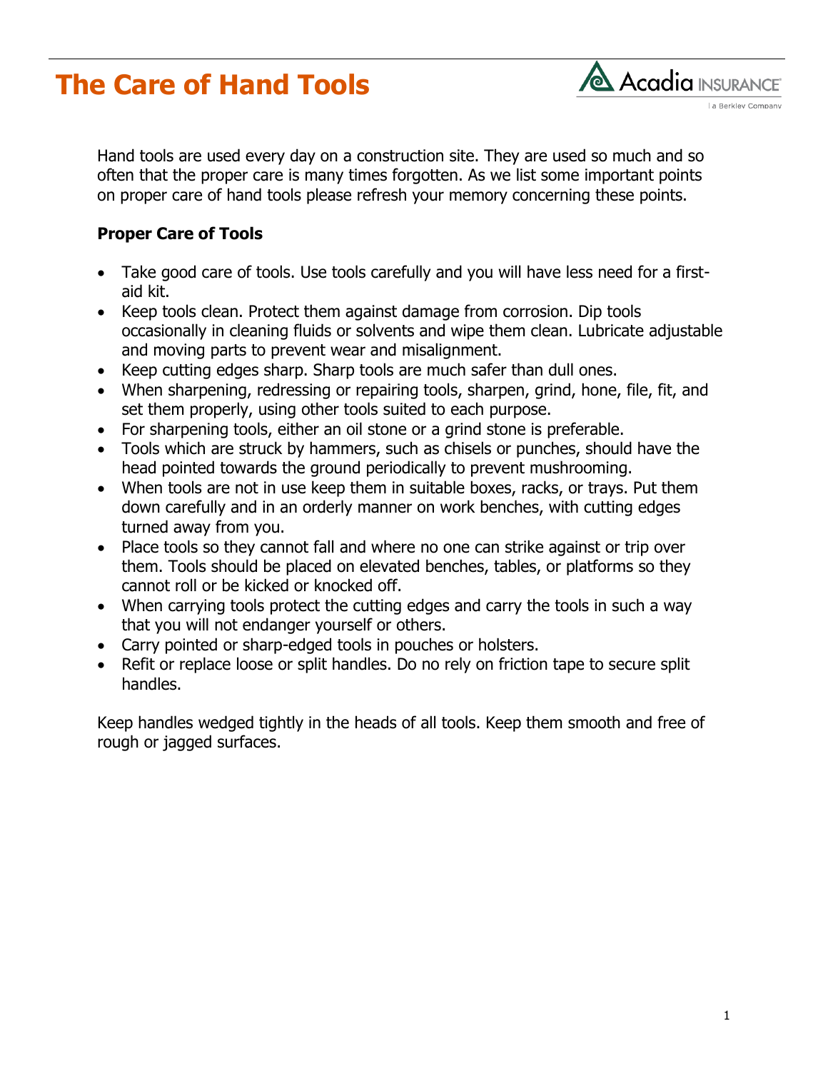# The Care of Hand Tools

Acadia INSURANCE | a Berkley Company

Hand tools are used every day on a construction site. They are used so much and so often that the proper care is many times forgotten. As we list some important points on proper care of hand tools please refresh your memory concerning these points.

**Proper Care of Tools**

- Take good care of tools. Use tools carefully and you will have less need for a first-aid kit.
- Keep tools clean. Protect them against damage from corrosion. Dip tools occasionally in cleaning fluids or solvents and wipe them clean. Lubricate adjustable and moving parts to prevent wear and misalignment.
- Keep cutting edges sharp. Sharp tools are much safer than dull ones.
- When sharpening, redressing or repairing tools, sharpen, grind, hone, file, fit, and set them properly, using other tools suited to each purpose.
- For sharpening tools, either an oil stone or a grind stone is preferable.
- Tools which are struck by hammers, such as chisels or punches, should have the head pointed towards the ground periodically to prevent mushrooming.
- When tools are not in use keep them in suitable boxes, racks, or trays. Put them down carefully and in an orderly manner on work benches, with cutting edges turned away from you.
- Place tools so they cannot fall and where no one can strike against or trip over them. Tools should be placed on elevated benches, tables, or platforms so they cannot roll or be kicked or knocked off.
- When carrying tools protect the cutting edges and carry the tools in such a way that you will not endanger yourself or others.
- Carry pointed or sharp-edged tools in pouches or holsters.
- Refit or replace loose or split handles. Do no rely on friction tape to secure split handles.

Keep handles wedged tightly in the heads of all tools. Keep them smooth and free of rough or jagged surfaces.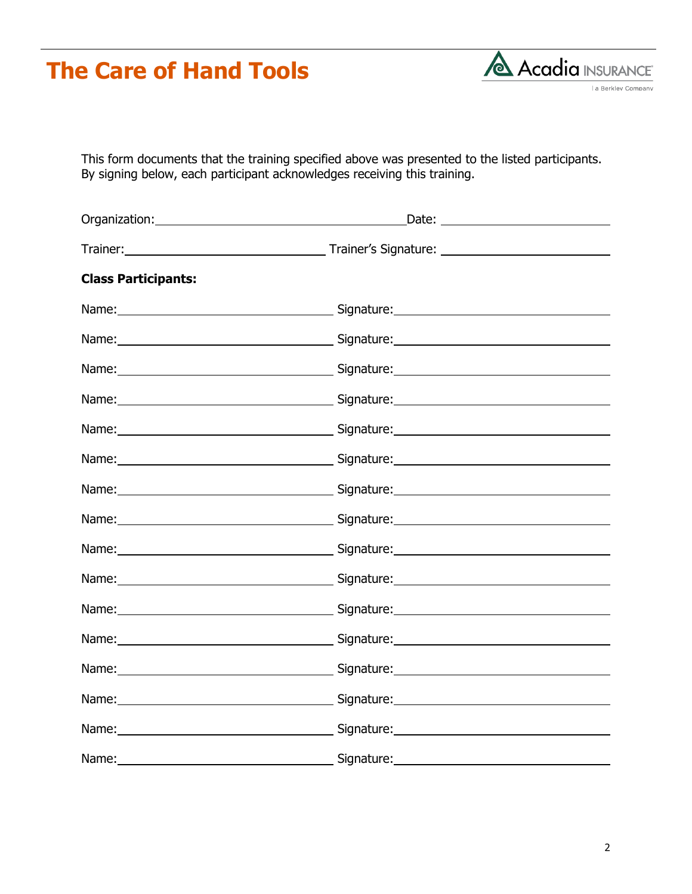# The Care of Hand Tools

This form documents that the training specified above was presented to the listed participants. By signing below, each participant acknowledges receiving this training.

Organization:\_\_\_\_\_\_\_\_\_\_\_\_\_\_\_\_\_\_\_\_\_\_\_\_\_\_\_\_\_\_ Date: \_\_\_\_\_\_\_\_\_\_\_\_\_\_\_\_\_\_\_\_

Trainer:\_\_\_\_\_\_\_\_\_\_\_\_\_\_\_\_\_\_\_\_\_\_\_\_ Trainer's Signature: \_\_\_\_\_\_\_\_\_\_\_\_\_\_\_\_\_\_\_\_

**Class Participants:**

Name:\_\_\_\_\_\_\_\_\_\_\_\_\_\_\_\_\_\_\_\_\_\_\_\_ Signature:\_\_\_\_\_\_\_\_\_\_\_\_\_\_\_\_\_\_\_\_\_\_\_\_

Name:\_\_\_\_\_\_\_\_\_\_\_\_\_\_\_\_\_\_\_\_\_\_\_\_ Signature:\_\_\_\_\_\_\_\_\_\_\_\_\_\_\_\_\_\_\_\_\_\_\_\_

Name:\_\_\_\_\_\_\_\_\_\_\_\_\_\_\_\_\_\_\_\_\_\_\_\_ Signature:\_\_\_\_\_\_\_\_\_\_\_\_\_\_\_\_\_\_\_\_\_\_\_\_

Name:\_\_\_\_\_\_\_\_\_\_\_\_\_\_\_\_\_\_\_\_\_\_\_\_ Signature:\_\_\_\_\_\_\_\_\_\_\_\_\_\_\_\_\_\_\_\_\_\_\_\_

Name:\_\_\_\_\_\_\_\_\_\_\_\_\_\_\_\_\_\_\_\_\_\_\_\_ Signature:\_\_\_\_\_\_\_\_\_\_\_\_\_\_\_\_\_\_\_\_\_\_\_\_

Name:\_\_\_\_\_\_\_\_\_\_\_\_\_\_\_\_\_\_\_\_\_\_\_\_ Signature:\_\_\_\_\_\_\_\_\_\_\_\_\_\_\_\_\_\_\_\_\_\_\_\_

Name:\_\_\_\_\_\_\_\_\_\_\_\_\_\_\_\_\_\_\_\_\_\_\_\_ Signature:\_\_\_\_\_\_\_\_\_\_\_\_\_\_\_\_\_\_\_\_\_\_\_\_

Name:\_\_\_\_\_\_\_\_\_\_\_\_\_\_\_\_\_\_\_\_\_\_\_\_ Signature:\_\_\_\_\_\_\_\_\_\_\_\_\_\_\_\_\_\_\_\_\_\_\_\_

Name:\_\_\_\_\_\_\_\_\_\_\_\_\_\_\_\_\_\_\_\_\_\_\_\_ Signature:\_\_\_\_\_\_\_\_\_\_\_\_\_\_\_\_\_\_\_\_\_\_\_\_

Name:\_\_\_\_\_\_\_\_\_\_\_\_\_\_\_\_\_\_\_\_\_\_\_\_ Signature:\_\_\_\_\_\_\_\_\_\_\_\_\_\_\_\_\_\_\_\_\_\_\_\_

Name:\_\_\_\_\_\_\_\_\_\_\_\_\_\_\_\_\_\_\_\_\_\_\_\_ Signature:\_\_\_\_\_\_\_\_\_\_\_\_\_\_\_\_\_\_\_\_\_\_\_\_

Name:\_\_\_\_\_\_\_\_\_\_\_\_\_\_\_\_\_\_\_\_\_\_\_\_ Signature:\_\_\_\_\_\_\_\_\_\_\_\_\_\_\_\_\_\_\_\_\_\_\_\_

Name:\_\_\_\_\_\_\_\_\_\_\_\_\_\_\_\_\_\_\_\_\_\_\_\_ Signature:\_\_\_\_\_\_\_\_\_\_\_\_\_\_\_\_\_\_\_\_\_\_\_\_

Name:\_\_\_\_\_\_\_\_\_\_\_\_\_\_\_\_\_\_\_\_\_\_\_\_ Signature:\_\_\_\_\_\_\_\_\_\_\_\_\_\_\_\_\_\_\_\_\_\_\_\_

Name:\_\_\_\_\_\_\_\_\_\_\_\_\_\_\_\_\_\_\_\_\_\_\_\_ Signature:\_\_\_\_\_\_\_\_\_\_\_\_\_\_\_\_\_\_\_\_\_\_\_\_

Name:\_\_\_\_\_\_\_\_\_\_\_\_\_\_\_\_\_\_\_\_\_\_\_\_ Signature:\_\_\_\_\_\_\_\_\_\_\_\_\_\_\_\_\_\_\_\_\_\_\_\_